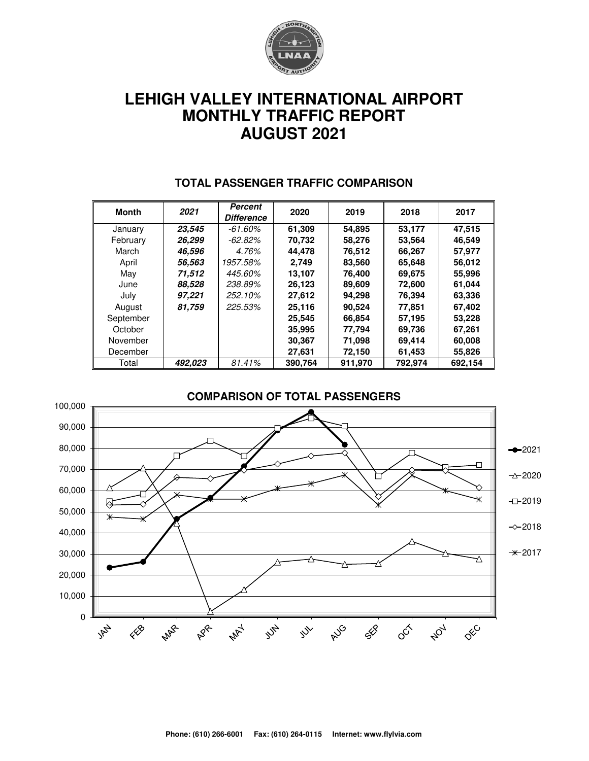# LEHIGH VALLEY INTERNATIONAL AIRPORT
# MONTHLY TRAFFIC REPORT
# AUGUST 2021

## TOTAL PASSENGER TRAFFIC COMPARISON

| Month | *2021* | *Percent Difference* | 2020 | 2019 | 2018 | 2017 |
|---|---|---|---|---|---|---|
| January | ***23,545*** | *-61.60%* | **61,309** | **54,895** | **53,177** | **47,515** |
| February | ***26,299*** | *-62.82%* | **70,732** | **58,276** | **53,564** | **46,549** |
| March | ***46,596*** | *4.76%* | **44,478** | **76,512** | **66,267** | **57,977** |
| April | ***56,563*** | *1957.58%* | **2,749** | **83,560** | **65,648** | **56,012** |
| May | ***71,512*** | *445.60%* | **13,107** | **76,400** | **69,675** | **55,996** |
| June | ***88,528*** | *238.89%* | **26,123** | **89,609** | **72,600** | **61,044** |
| July | ***97,221*** | *252.10%* | **27,612** | **94,298** | **76,394** | **63,336** |
| August | ***81,759*** | *225.53%* | **25,116** | **90,524** | **77,851** | **67,402** |
| September | | | **25,545** | **66,854** | **57,195** | **53,228** |
| October | | | **35,995** | **77,794** | **69,736** | **67,261** |
| November | | | **30,367** | **71,098** | **69,414** | **60,008** |
| December | | | **27,631** | **72,150** | **61,453** | **55,826** |
| Total | ***492,023*** | *81.41%* | **390,764** | **911,970** | **792,974** | **692,154** |

## COMPARISON OF TOTAL PASSENGERS

**Phone: (610) 266-6001 Fax: (610) 264-0115 Internet: www.flylvia.com**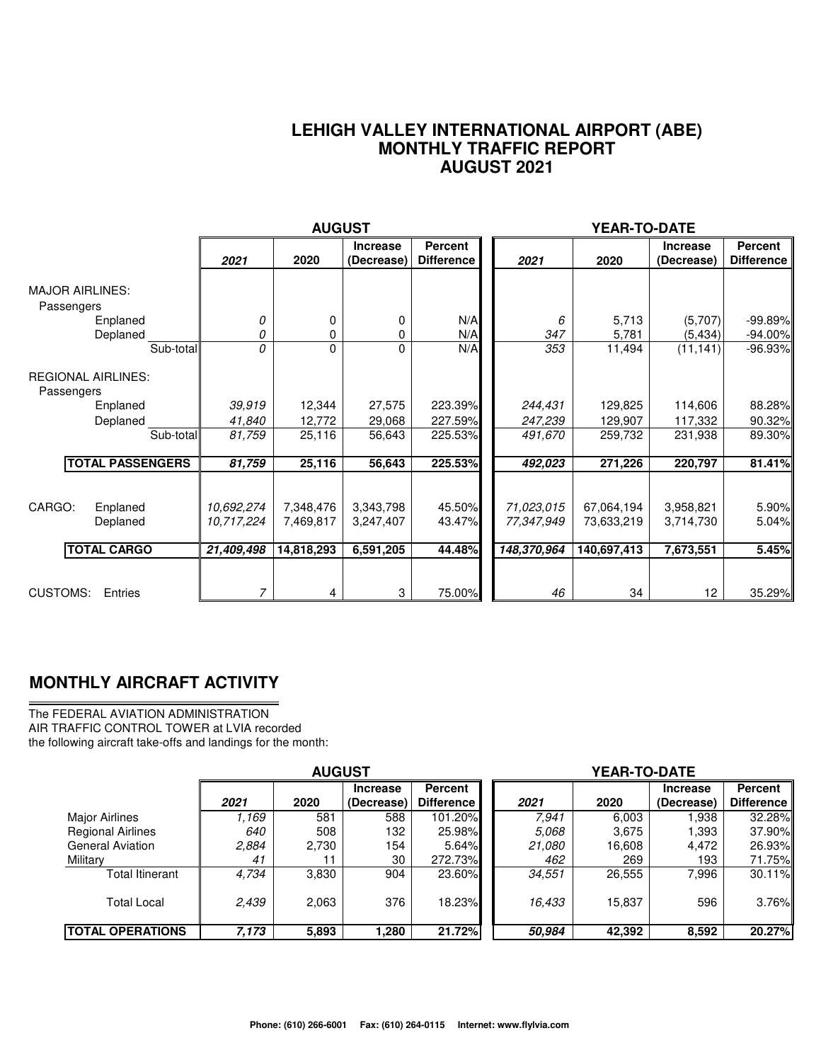# LEHIGH VALLEY INTERNATIONAL AIRPORT (ABE)
## MONTHLY TRAFFIC REPORT
## AUGUST 2021

| | AUGUST | | | | YEAR-TO-DATE | | | |
|---|---|---|---|---|---|---|---|---|
| | *2021* | 2020 | Increase (Decrease) | Percent Difference | *2021* | 2020 | Increase (Decrease) | Percent Difference |
| **MAJOR AIRLINES:** | | | | | | | | |
| Passengers | | | | | | | | |
| Enplaned | *0* | 0 | 0 | N/A | *6* | 5,713 | (5,707) | -99.89% |
| Deplaned | *0* | 0 | 0 | N/A | *347* | 5,781 | (5,434) | -94.00% |
| Sub-total | *0* | 0 | 0 | N/A | *353* | 11,494 | (11,141) | -96.93% |
| **REGIONAL AIRLINES:** | | | | | | | | |
| Passengers | | | | | | | | |
| Enplaned | *39,919* | 12,344 | 27,575 | 223.39% | *244,431* | 129,825 | 114,606 | 88.28% |
| Deplaned | *41,840* | 12,772 | 29,068 | 227.59% | *247,239* | 129,907 | 117,332 | 90.32% |
| Sub-total | *81,759* | 25,116 | 56,643 | 225.53% | *491,670* | 259,732 | 231,938 | 89.30% |
| **TOTAL PASSENGERS** | ***81,759*** | **25,116** | **56,643** | **225.53%** | ***492,023*** | **271,226** | **220,797** | **81.41%** |
| CARGO: Enplaned | *10,692,274* | 7,348,476 | 3,343,798 | 45.50% | *71,023,015* | 67,064,194 | 3,958,821 | 5.90% |
| CARGO: Deplaned | *10,717,224* | 7,469,817 | 3,247,407 | 43.47% | *77,347,949* | 73,633,219 | 3,714,730 | 5.04% |
| **TOTAL CARGO** | ***21,409,498*** | **14,818,293** | **6,591,205** | **44.48%** | ***148,370,964*** | **140,697,413** | **7,673,551** | **5.45%** |
| CUSTOMS: Entries | *7* | 4 | 3 | 75.00% | *46* | 34 | 12 | 35.29% |

## MONTHLY AIRCRAFT ACTIVITY

The FEDERAL AVIATION ADMINISTRATION
AIR TRAFFIC CONTROL TOWER at LVIA recorded
the following aircraft take-offs and landings for the month:

| | AUGUST | | | | YEAR-TO-DATE | | | |
|---|---|---|---|---|---|---|---|---|
| | *2021* | 2020 | Increase (Decrease) | Percent Difference | *2021* | 2020 | Increase (Decrease) | Percent Difference |
| Major Airlines | *1,169* | 581 | 588 | 101.20% | *7,941* | 6,003 | 1,938 | 32.28% |
| Regional Airlines | *640* | 508 | 132 | 25.98% | *5,068* | 3,675 | 1,393 | 37.90% |
| General Aviation | *2,884* | 2,730 | 154 | 5.64% | *21,080* | 16,608 | 4,472 | 26.93% |
| Military | *41* | 11 | 30 | 272.73% | *462* | 269 | 193 | 71.75% |
| Total Itinerant | *4,734* | 3,830 | 904 | 23.60% | *34,551* | 26,555 | 7,996 | 30.11% |
| Total Local | *2,439* | 2,063 | 376 | 18.23% | *16,433* | 15,837 | 596 | 3.76% |
| **TOTAL OPERATIONS** | ***7,173*** | **5,893** | **1,280** | **21.72%** | ***50,984*** | **42,392** | **8,592** | **20.27%** |

Phone: (610) 266-6001 Fax: (610) 264-0115 Internet: www.flylvia.com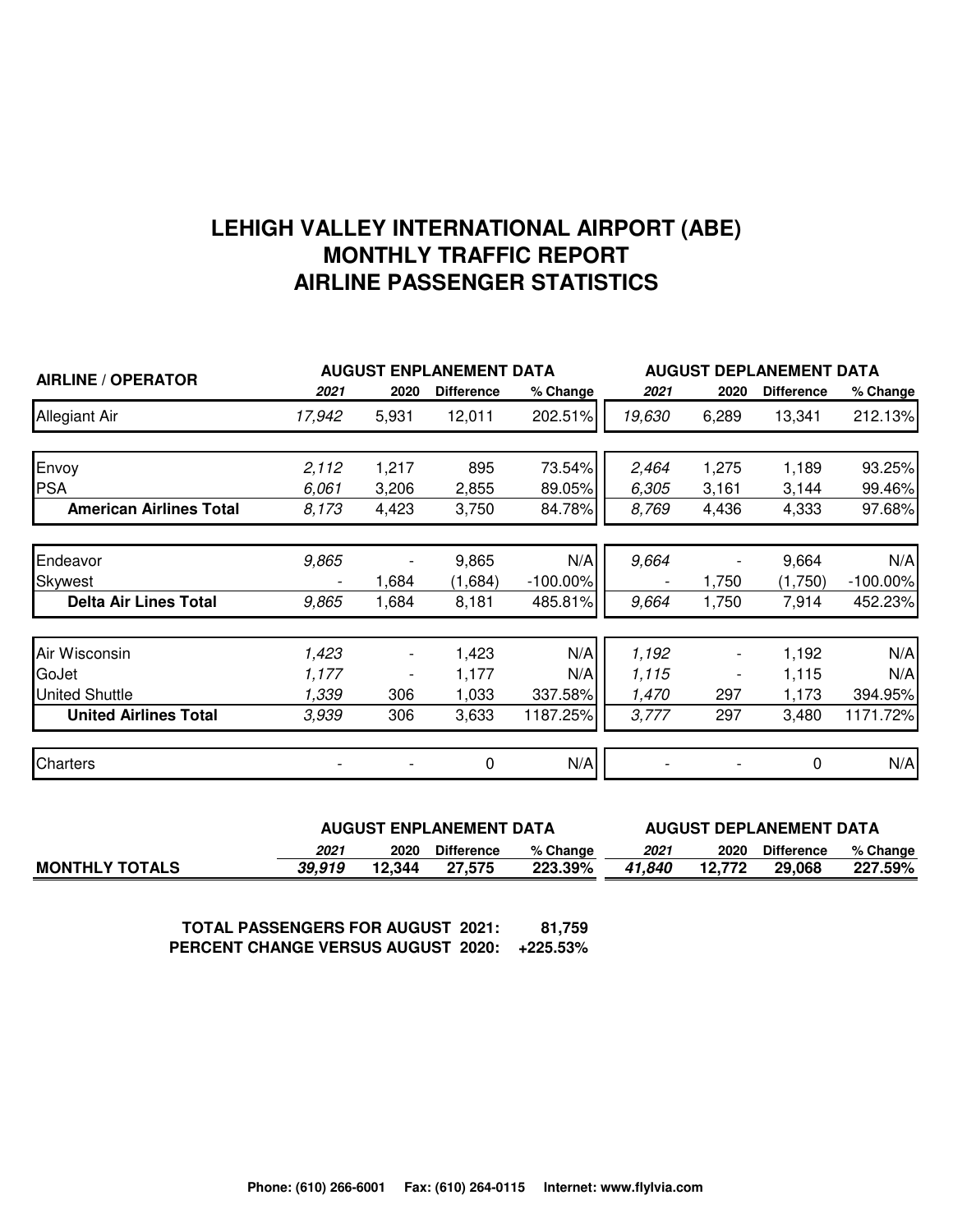# LEHIGH VALLEY INTERNATIONAL AIRPORT (ABE)
# MONTHLY TRAFFIC REPORT
# AIRLINE PASSENGER STATISTICS

| AIRLINE / OPERATOR | AUGUST ENPLANEMENT DATA | | | | AUGUST DEPLANEMENT DATA | | | |
|---|---|---|---|---|---|---|---|---|
| | *2021* | 2020 | Difference | % Change | *2021* | 2020 | Difference | % Change |
| Allegiant Air | *17,942* | 5,931 | 12,011 | 202.51% | *19,630* | 6,289 | 13,341 | 212.13% |
| Envoy | *2,112* | 1,217 | 895 | 73.54% | *2,464* | 1,275 | 1,189 | 93.25% |
| PSA | *6,061* | 3,206 | 2,855 | 89.05% | *6,305* | 3,161 | 3,144 | 99.46% |
| **American Airlines Total** | *8,173* | 4,423 | 3,750 | 84.78% | *8,769* | 4,436 | 4,333 | 97.68% |
| Endeavor | *9,865* | - | 9,865 | N/A | *9,664* | - | 9,664 | N/A |
| Skywest | - | 1,684 | (1,684) | -100.00% | - | 1,750 | (1,750) | -100.00% |
| **Delta Air Lines Total** | *9,865* | 1,684 | 8,181 | 485.81% | *9,664* | 1,750 | 7,914 | 452.23% |
| Air Wisconsin | *1,423* | - | 1,423 | N/A | *1,192* | - | 1,192 | N/A |
| GoJet | *1,177* | - | 1,177 | N/A | *1,115* | - | 1,115 | N/A |
| United Shuttle | *1,339* | 306 | 1,033 | 337.58% | *1,470* | 297 | 1,173 | 394.95% |
| **United Airlines Total** | *3,939* | 306 | 3,633 | 1187.25% | *3,777* | 297 | 3,480 | 1171.72% |
| Charters | - | - | 0 | N/A | - | - | 0 | N/A |

| | AUGUST ENPLANEMENT DATA | | | | AUGUST DEPLANEMENT DATA | | | |
|---|---|---|---|---|---|---|---|---|
| | *2021* | 2020 | Difference | % Change | *2021* | 2020 | Difference | % Change |
| **MONTHLY TOTALS** | ***39,919*** | **12,344** | **27,575** | **223.39%** | ***41,840*** | **12,772** | **29,068** | **227.59%** |

**TOTAL PASSENGERS FOR AUGUST 2021: 81,759**

**PERCENT CHANGE VERSUS AUGUST 2020: +225.53%**

**Phone: (610) 266-6001 Fax: (610) 264-0115 Internet: www.flylvia.com**